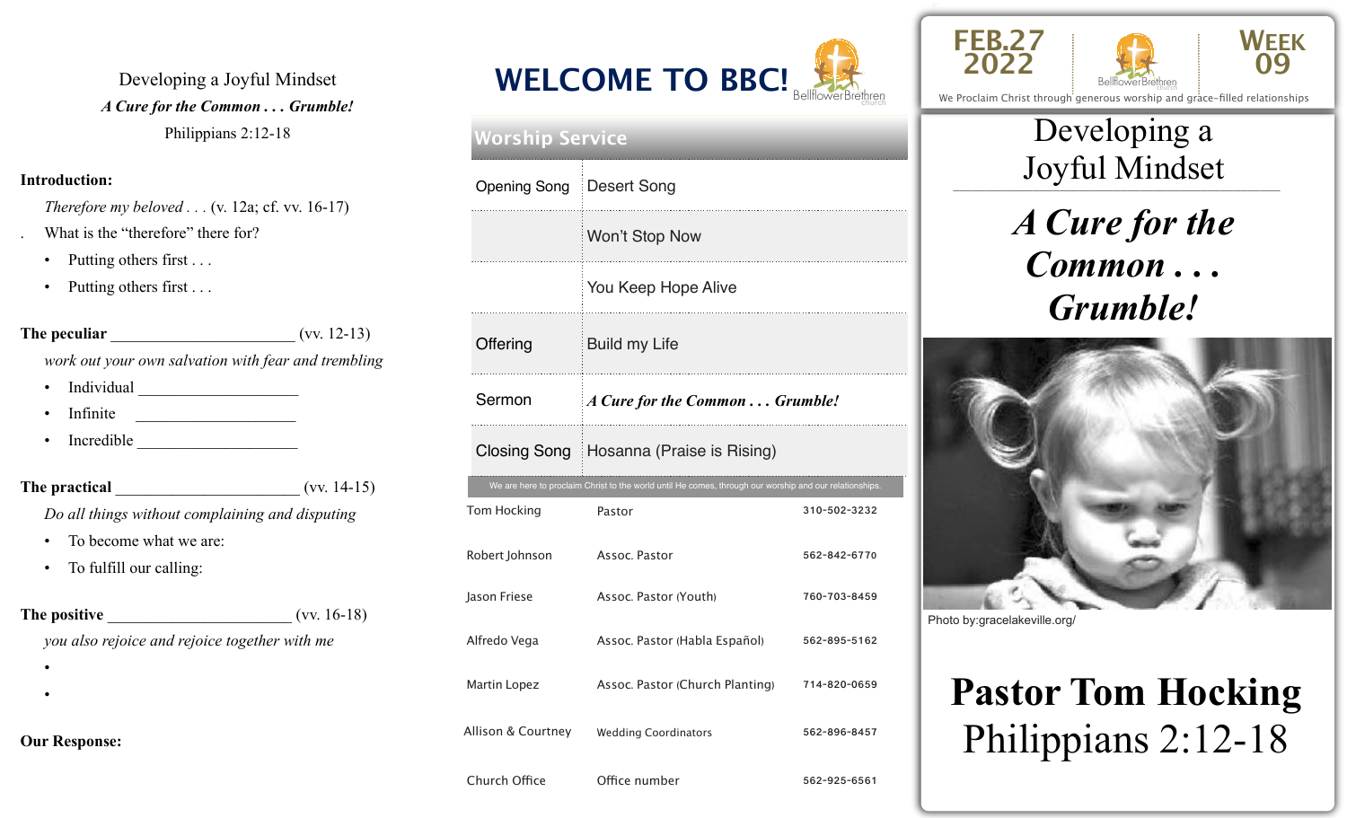Developing a Joyful Mindset

*A Cure for the Common . . . Grumble!*

Philippians 2:12-18

**Introduction:**

*Therefore my beloved . . .* (v. 12a; cf. vv. 16-17)

What is the "therefore" there for?

- Putting others first . . .
- Putting others first . . .

**The peculiar** ______________________ (vv. 12-13)

*work out your own salvation with fear and trembling*

- Individual ____________________
- Infinite ____________________
- Incredible ____________________

**The practical** ______________________ (vv. 14-15)

*Do all things without complaining and disputing*

- To become what we are:
- To fulfill our calling:

**The positive** ______________________ (vv. 16-18)

*you also rejoice and rejoice together with me*

-
-

**Our Response:**

# WELCOME TO BBC!

BellflowerBrethren church

## Worship Service

| | |
|---|---|
| Opening Song | Desert Song |
| | Won't Stop Now |
| | You Keep Hope Alive |
| Offering | Build my Life |
| Sermon | ***A Cure for the Common . . . Grumble!*** |
| Closing Song | Hosanna (Praise is Rising) |

We are here to proclaim Christ to the world until He comes, through our worship and our relationships.

| | | |
|---|---|---|
| Tom Hocking | Pastor | 310-502-3232 |
| Robert Johnson | Assoc. Pastor | 562-842-6770 |
| Jason Friese | Assoc. Pastor (Youth) | 760-703-8459 |
| Alfredo Vega | Assoc. Pastor (Habla Español) | 562-895-5162 |
| Martin Lopez | Assoc. Pastor (Church Planting) | 714-820-0659 |
| Allison & Courtney | Wedding Coordinators | 562-896-8457 |
| Church Office | Office number | 562-925-6561 |

FEB.27 2022 — BellflowerBrethren church — WEEK 09

We Proclaim Christ through generous worship and grace-filled relationships

# Developing a Joyful Mindset

## *A Cure for the Common . . . Grumble!*

Photo by:gracelakeville.org/

**Pastor Tom Hocking**

Philippians 2:12-18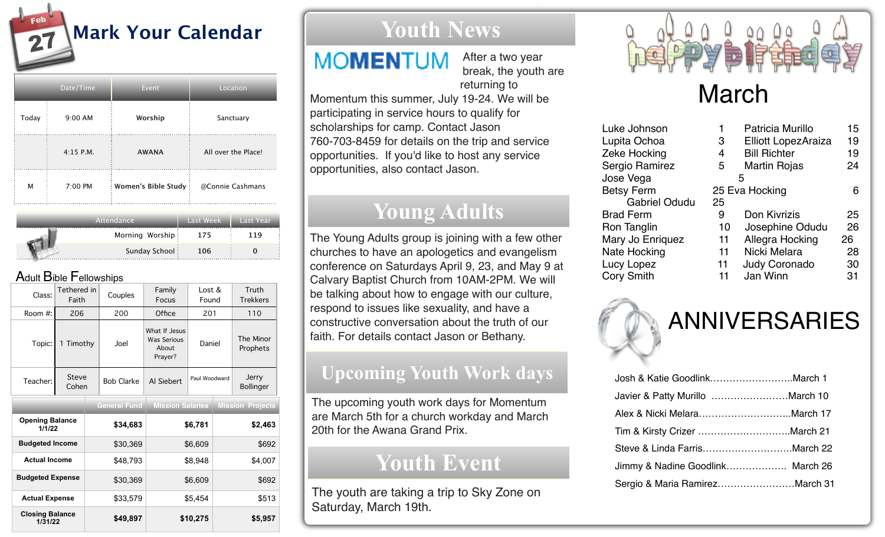# Mark Your Calendar

| Date/Time | | Event | Location |
|---|---|---|---|
| Today | 9:00 AM | Worship | Sanctuary |
| | 4:15 P.M. | AWANA | All over the Place! |
| M | 7:00 PM | Women's Bible Study | @Connie Cashmans |

| Attendance | Last Week | Last Year |
|---|---|---|
| Morning Worship | 175 | 119 |
| Sunday School | 106 | 0 |

## Adult Bible Fellowships

| Class: | Tethered in Faith | Couples | Family Focus | Lost & Found | Truth Trekkers |
|---|---|---|---|---|---|
| Room #: | 206 | 200 | Office | 201 | 110 |
| Topic: | 1 Timothy | Joel | What If Jesus Was Serious About Prayer? | Daniel | The Minor Prophets |
| Teacher: | Steve Cohen | Bob Clarke | Al Siebert | Paul Woodward | Jerry Bollinger |

| | General Fund | Mission Salaries | Mission Projects |
|---|---|---|---|
| Opening Balance 1/1/22 | $34,683 | $6,781 | $2,463 |
| Budgeted Income | $30,369 | $6,609 | $692 |
| Actual Income | $48,793 | $8,948 | $4,007 |
| Budgeted Expense | $30,369 | $6,609 | $692 |
| Actual Expense | $33,579 | $5,454 | $513 |
| Closing Balance 1/31/22 | $49,897 | $10,275 | $5,957 |

# Youth News

MOMENTUM After a two year break, the youth are returning to Momentum this summer, July 19-24. We will be participating in service hours to qualify for scholarships for camp. Contact Jason 760-703-8459 for details on the trip and service opportunities. If you'd like to host any service opportunities, also contact Jason.

# Young Adults

The Young Adults group is joining with a few other churches to have an apologetics and evangelism conference on Saturdays April 9, 23, and May 9 at Calvary Baptist Church from 10AM-2PM. We will be talking about how to engage with our culture, respond to issues like sexuality, and have a constructive conversation about the truth of our faith. For details contact Jason or Bethany.

# Upcoming Youth Work days

The upcoming youth work days for Momentum are March 5th for a church workday and March 20th for the Awana Grand Prix.

# Youth Event

The youth are taking a trip to Sky Zone on Saturday, March 19th.

# happy birthday

## March

| | | | |
|---|---|---|---|
| Luke Johnson | 1 | Patricia Murillo | 15 |
| Lupita Ochoa | 3 | Elliott LopezAraiza | 19 |
| Zeke Hocking | 4 | Bill Richter | 19 |
| Sergio Ramirez | 5 | Martin Rojas | 24 |
| Jose Vega | 5 | | |
| Betsy Ferm | 25 | Eva Hocking | 6 |
| Gabriel Odudu | 25 | | |
| Brad Ferm | 9 | Don Kivrizis | 25 |
| Ron Tanglin | 10 | Josephine Odudu | 26 |
| Mary Jo Enriquez | 11 | Allegra Hocking | 26 |
| Nate Hocking | 11 | Nicki Melara | 28 |
| Lucy Lopez | 11 | Judy Coronado | 30 |
| Cory Smith | 11 | Jan Winn | 31 |

# ANNIVERSARIES

Josh & Katie Goodlink……………………..March 1

Javier & Patty Murillo ……………………March 10

Alex & Nicki Melara………………………..March 17

Tim & Kirsty Crizer ………………………..March 21

Steve & Linda Farris……………………….March 22

Jimmy & Nadine Goodlink……………… March 26

Sergio & Maria Ramirez……………………March 31